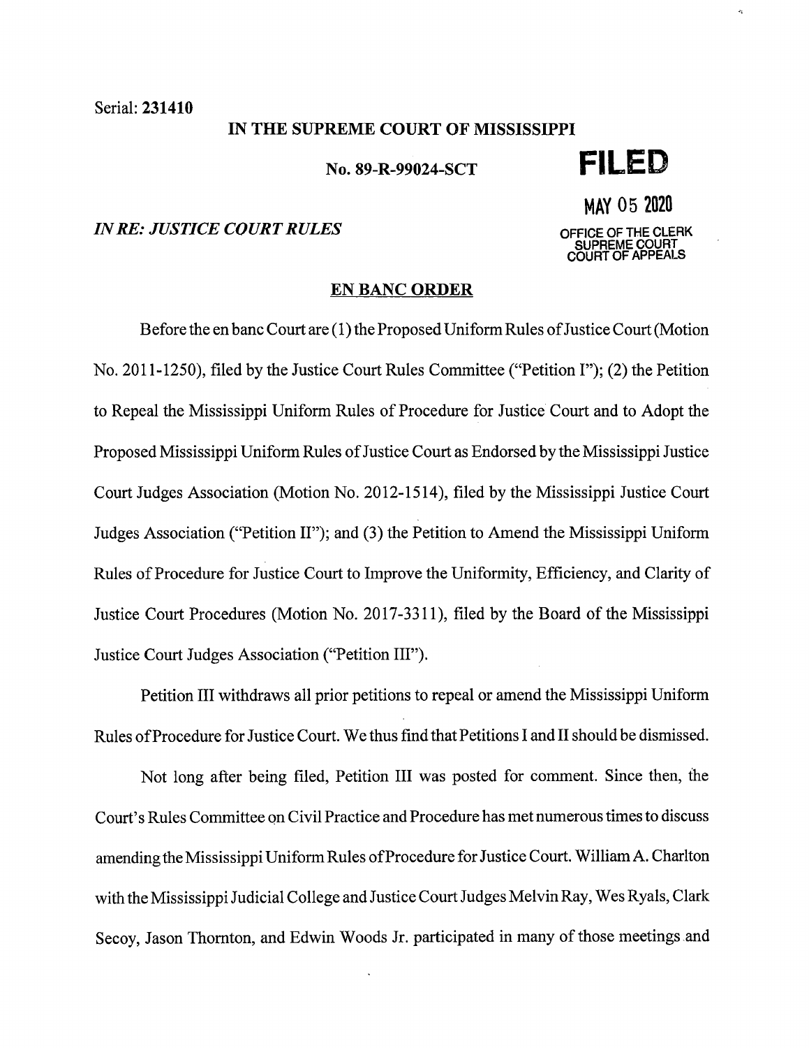Serial: **231410**

**IN THE SUPREME COURT OF MISSISSIPPI**

**No. 89-R-99024-SCT**

**FILED**

**MAY 05 2020**

OFFICE OF THE CLERK
SUPREME COURT
COURT OF APPEALS

*IN RE: JUSTICE COURT RULES*

**EN BANC ORDER**

Before the en banc Court are (1) the Proposed Uniform Rules of Justice Court (Motion No. 2011-1250), filed by the Justice Court Rules Committee ("Petition I"); (2) the Petition to Repeal the Mississippi Uniform Rules of Procedure for Justice Court and to Adopt the Proposed Mississippi Uniform Rules of Justice Court as Endorsed by the Mississippi Justice Court Judges Association (Motion No. 2012-1514), filed by the Mississippi Justice Court Judges Association ("Petition II"); and (3) the Petition to Amend the Mississippi Uniform Rules of Procedure for Justice Court to Improve the Uniformity, Efficiency, and Clarity of Justice Court Procedures (Motion No. 2017-3311), filed by the Board of the Mississippi Justice Court Judges Association ("Petition III").

Petition III withdraws all prior petitions to repeal or amend the Mississippi Uniform Rules of Procedure for Justice Court. We thus find that Petitions I and II should be dismissed.

Not long after being filed, Petition III was posted for comment. Since then, the Court's Rules Committee on Civil Practice and Procedure has met numerous times to discuss amending the Mississippi Uniform Rules of Procedure for Justice Court. William A. Charlton with the Mississippi Judicial College and Justice Court Judges Melvin Ray, Wes Ryals, Clark Secoy, Jason Thornton, and Edwin Woods Jr. participated in many of those meetings and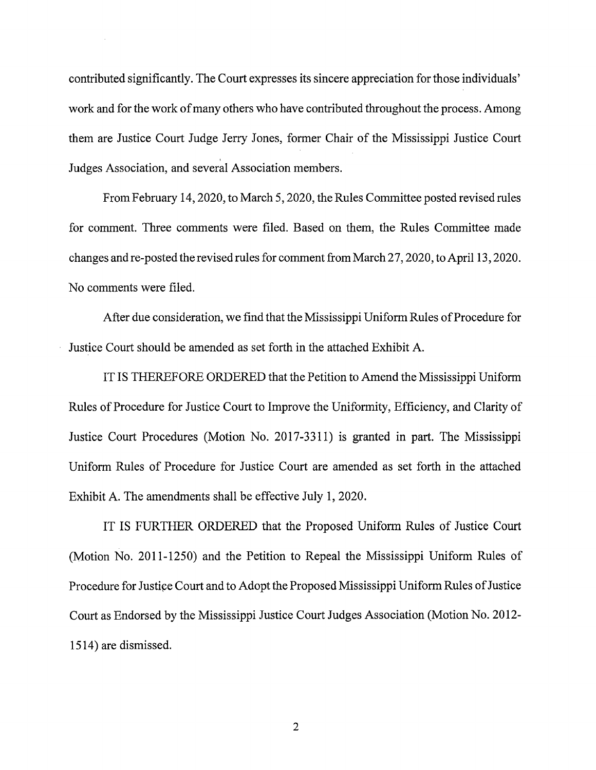contributed significantly. The Court expresses its sincere appreciation for those individuals' work and for the work of many others who have contributed throughout the process. Among them are Justice Court Judge Jerry Jones, former Chair of the Mississippi Justice Court Judges Association, and several Association members.

From February 14, 2020, to March 5, 2020, the Rules Committee posted revised rules for comment. Three comments were filed. Based on them, the Rules Committee made changes and re-posted the revised rules for comment from March 27, 2020, to April 13, 2020. No comments were filed.

After due consideration, we find that the Mississippi Uniform Rules of Procedure for Justice Court should be amended as set forth in the attached Exhibit A.

IT IS THEREFORE ORDERED that the Petition to Amend the Mississippi Uniform Rules of Procedure for Justice Court to Improve the Uniformity, Efficiency, and Clarity of Justice Court Procedures (Motion No. 2017-3311) is granted in part. The Mississippi Uniform Rules of Procedure for Justice Court are amended as set forth in the attached Exhibit A. The amendments shall be effective July 1, 2020.

IT IS FURTHER ORDERED that the Proposed Uniform Rules of Justice Court (Motion No. 2011-1250) and the Petition to Repeal the Mississippi Uniform Rules of Procedure for Justice Court and to Adopt the Proposed Mississippi Uniform Rules of Justice Court as Endorsed by the Mississippi Justice Court Judges Association (Motion No. 2012-1514) are dismissed.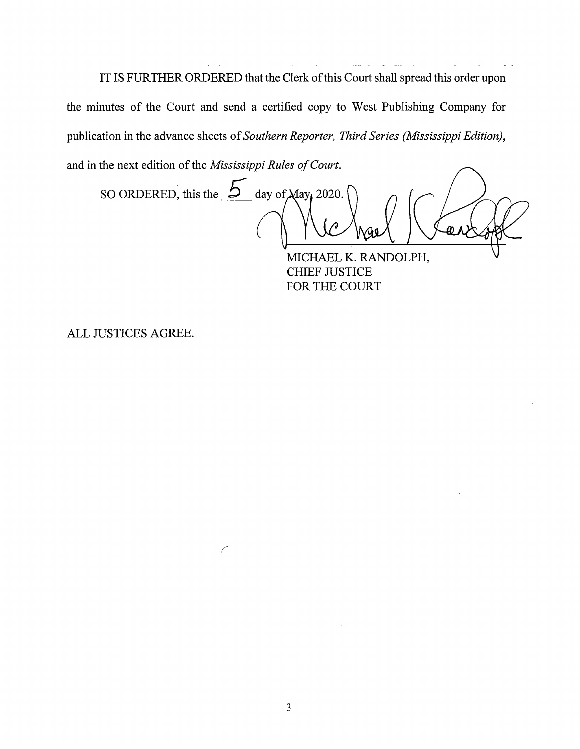IT IS FURTHER ORDERED that the Clerk of this Court shall spread this order upon the minutes of the Court and send a certified copy to West Publishing Company for publication in the advance sheets of *Southern Reporter, Third Series (Mississippi Edition)*, and in the next edition of the *Mississippi Rules of Court*.

SO ORDERED, this the 5 day of May, 2020.

MICHAEL K. RANDOLPH,
CHIEF JUSTICE
FOR THE COURT

ALL JUSTICES AGREE.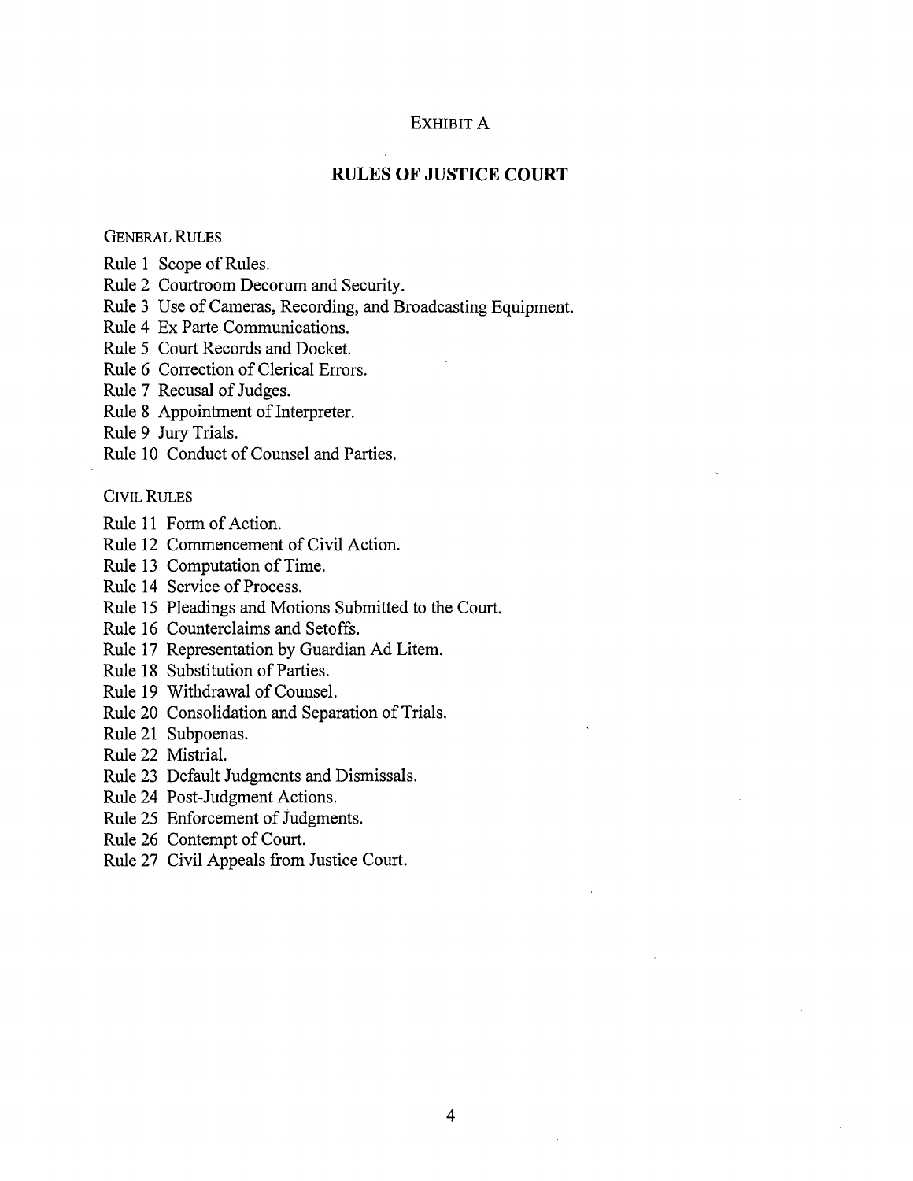EXHIBIT A

# RULES OF JUSTICE COURT

## GENERAL RULES

Rule 1 Scope of Rules.

Rule 2 Courtroom Decorum and Security.

Rule 3 Use of Cameras, Recording, and Broadcasting Equipment.

Rule 4 Ex Parte Communications.

Rule 5 Court Records and Docket.

Rule 6 Correction of Clerical Errors.

Rule 7 Recusal of Judges.

Rule 8 Appointment of Interpreter.

Rule 9 Jury Trials.

Rule 10 Conduct of Counsel and Parties.

## CIVIL RULES

Rule 11 Form of Action.

Rule 12 Commencement of Civil Action.

Rule 13 Computation of Time.

Rule 14 Service of Process.

Rule 15 Pleadings and Motions Submitted to the Court.

Rule 16 Counterclaims and Setoffs.

Rule 17 Representation by Guardian Ad Litem.

Rule 18 Substitution of Parties.

Rule 19 Withdrawal of Counsel.

Rule 20 Consolidation and Separation of Trials.

Rule 21 Subpoenas.

Rule 22 Mistrial.

Rule 23 Default Judgments and Dismissals.

Rule 24 Post-Judgment Actions.

Rule 25 Enforcement of Judgments.

Rule 26 Contempt of Court.

Rule 27 Civil Appeals from Justice Court.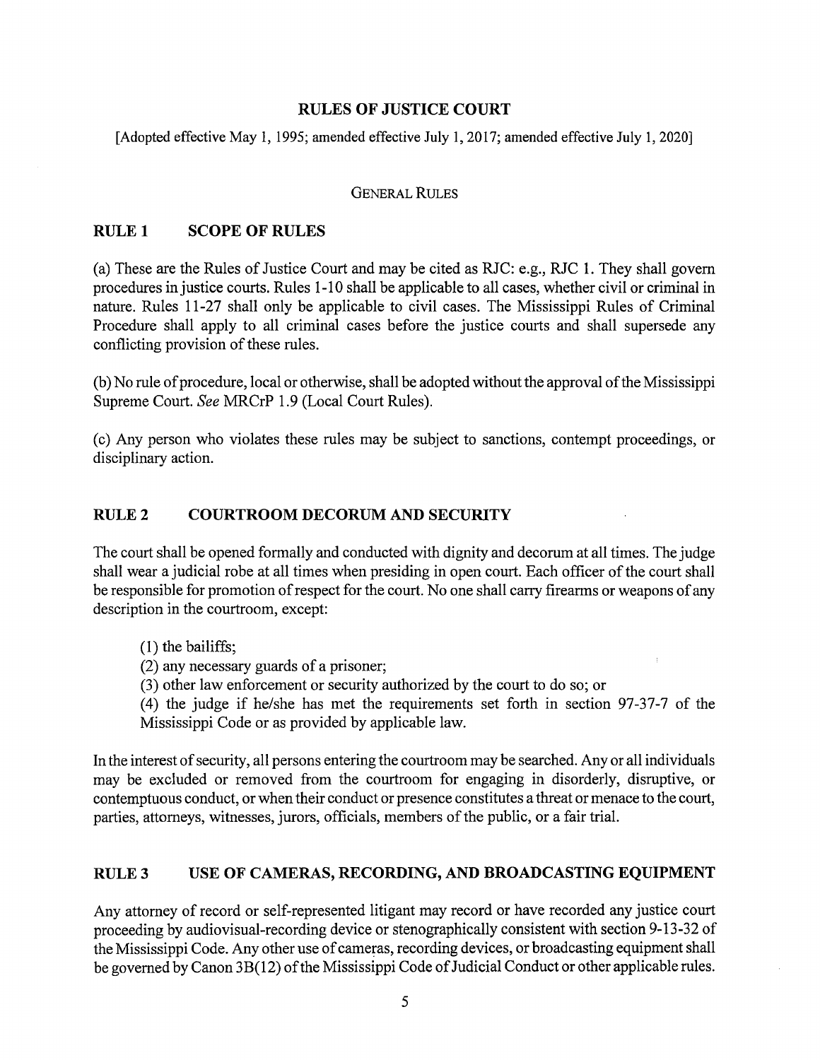# RULES OF JUSTICE COURT

[Adopted effective May 1, 1995; amended effective July 1, 2017; amended effective July 1, 2020]

GENERAL RULES

## RULE 1 SCOPE OF RULES

(a) These are the Rules of Justice Court and may be cited as RJC: e.g., RJC 1. They shall govern procedures in justice courts. Rules 1-10 shall be applicable to all cases, whether civil or criminal in nature. Rules 11-27 shall only be applicable to civil cases. The Mississippi Rules of Criminal Procedure shall apply to all criminal cases before the justice courts and shall supersede any conflicting provision of these rules.

(b) No rule of procedure, local or otherwise, shall be adopted without the approval of the Mississippi Supreme Court. *See* MRCrP 1.9 (Local Court Rules).

(c) Any person who violates these rules may be subject to sanctions, contempt proceedings, or disciplinary action.

## RULE 2 COURTROOM DECORUM AND SECURITY

The court shall be opened formally and conducted with dignity and decorum at all times. The judge shall wear a judicial robe at all times when presiding in open court. Each officer of the court shall be responsible for promotion of respect for the court. No one shall carry firearms or weapons of any description in the courtroom, except:

(1) the bailiffs;
(2) any necessary guards of a prisoner;
(3) other law enforcement or security authorized by the court to do so; or
(4) the judge if he/she has met the requirements set forth in section 97-37-7 of the Mississippi Code or as provided by applicable law.

In the interest of security, all persons entering the courtroom may be searched. Any or all individuals may be excluded or removed from the courtroom for engaging in disorderly, disruptive, or contemptuous conduct, or when their conduct or presence constitutes a threat or menace to the court, parties, attorneys, witnesses, jurors, officials, members of the public, or a fair trial.

## RULE 3 USE OF CAMERAS, RECORDING, AND BROADCASTING EQUIPMENT

Any attorney of record or self-represented litigant may record or have recorded any justice court proceeding by audiovisual-recording device or stenographically consistent with section 9-13-32 of the Mississippi Code. Any other use of cameras, recording devices, or broadcasting equipment shall be governed by Canon 3B(12) of the Mississippi Code of Judicial Conduct or other applicable rules.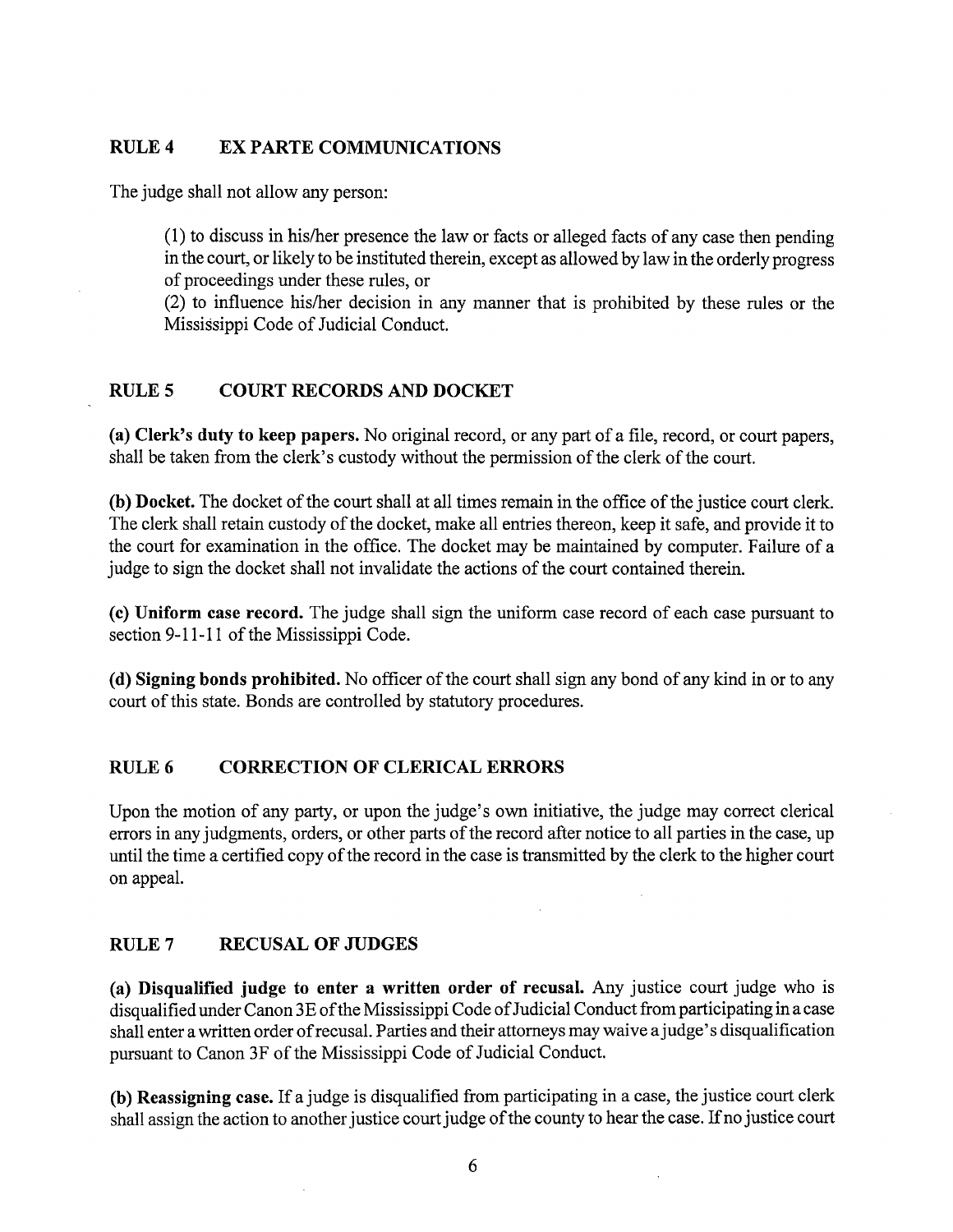## RULE 4 EX PARTE COMMUNICATIONS

The judge shall not allow any person:

(1) to discuss in his/her presence the law or facts or alleged facts of any case then pending in the court, or likely to be instituted therein, except as allowed by law in the orderly progress of proceedings under these rules, or

(2) to influence his/her decision in any manner that is prohibited by these rules or the Mississippi Code of Judicial Conduct.

## RULE 5 COURT RECORDS AND DOCKET

**(a) Clerk's duty to keep papers.** No original record, or any part of a file, record, or court papers, shall be taken from the clerk's custody without the permission of the clerk of the court.

**(b) Docket.** The docket of the court shall at all times remain in the office of the justice court clerk. The clerk shall retain custody of the docket, make all entries thereon, keep it safe, and provide it to the court for examination in the office. The docket may be maintained by computer. Failure of a judge to sign the docket shall not invalidate the actions of the court contained therein.

**(c) Uniform case record.** The judge shall sign the uniform case record of each case pursuant to section 9-11-11 of the Mississippi Code.

**(d) Signing bonds prohibited.** No officer of the court shall sign any bond of any kind in or to any court of this state. Bonds are controlled by statutory procedures.

## RULE 6 CORRECTION OF CLERICAL ERRORS

Upon the motion of any party, or upon the judge's own initiative, the judge may correct clerical errors in any judgments, orders, or other parts of the record after notice to all parties in the case, up until the time a certified copy of the record in the case is transmitted by the clerk to the higher court on appeal.

## RULE 7 RECUSAL OF JUDGES

**(a) Disqualified judge to enter a written order of recusal.** Any justice court judge who is disqualified under Canon 3E of the Mississippi Code of Judicial Conduct from participating in a case shall enter a written order of recusal. Parties and their attorneys may waive a judge's disqualification pursuant to Canon 3F of the Mississippi Code of Judicial Conduct.

**(b) Reassigning case.** If a judge is disqualified from participating in a case, the justice court clerk shall assign the action to another justice court judge of the county to hear the case. If no justice court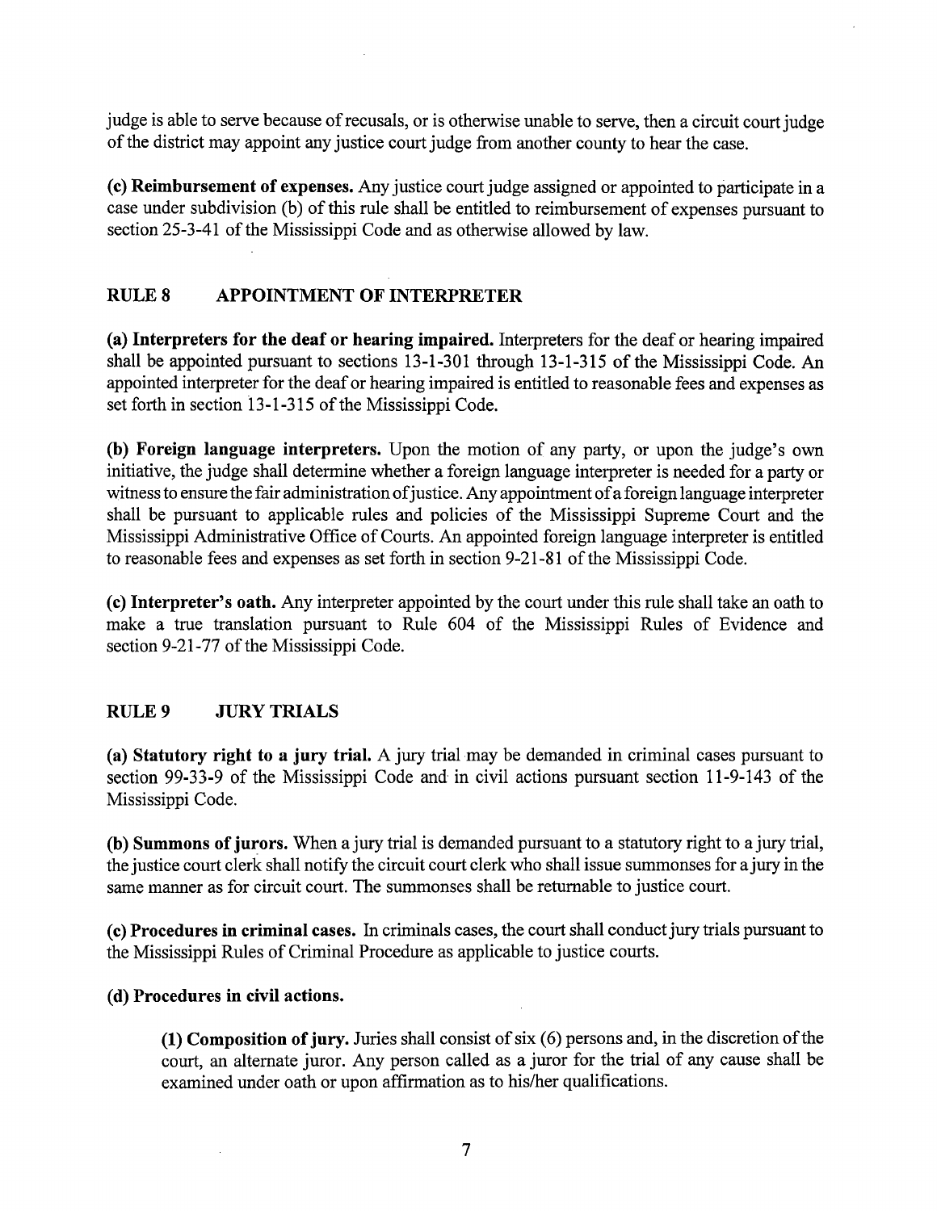judge is able to serve because of recusals, or is otherwise unable to serve, then a circuit court judge of the district may appoint any justice court judge from another county to hear the case.

**(c) Reimbursement of expenses.** Any justice court judge assigned or appointed to participate in a case under subdivision (b) of this rule shall be entitled to reimbursement of expenses pursuant to section 25-3-41 of the Mississippi Code and as otherwise allowed by law.

## RULE 8 APPOINTMENT OF INTERPRETER

**(a) Interpreters for the deaf or hearing impaired.** Interpreters for the deaf or hearing impaired shall be appointed pursuant to sections 13-1-301 through 13-1-315 of the Mississippi Code. An appointed interpreter for the deaf or hearing impaired is entitled to reasonable fees and expenses as set forth in section 13-1-315 of the Mississippi Code.

**(b) Foreign language interpreters.** Upon the motion of any party, or upon the judge's own initiative, the judge shall determine whether a foreign language interpreter is needed for a party or witness to ensure the fair administration of justice. Any appointment of a foreign language interpreter shall be pursuant to applicable rules and policies of the Mississippi Supreme Court and the Mississippi Administrative Office of Courts. An appointed foreign language interpreter is entitled to reasonable fees and expenses as set forth in section 9-21-81 of the Mississippi Code.

**(c) Interpreter's oath.** Any interpreter appointed by the court under this rule shall take an oath to make a true translation pursuant to Rule 604 of the Mississippi Rules of Evidence and section 9-21-77 of the Mississippi Code.

## RULE 9 JURY TRIALS

**(a) Statutory right to a jury trial.** A jury trial may be demanded in criminal cases pursuant to section 99-33-9 of the Mississippi Code and in civil actions pursuant section 11-9-143 of the Mississippi Code.

**(b) Summons of jurors.** When a jury trial is demanded pursuant to a statutory right to a jury trial, the justice court clerk shall notify the circuit court clerk who shall issue summonses for a jury in the same manner as for circuit court. The summonses shall be returnable to justice court.

**(c) Procedures in criminal cases.** In criminals cases, the court shall conduct jury trials pursuant to the Mississippi Rules of Criminal Procedure as applicable to justice courts.

**(d) Procedures in civil actions.**

> **(1) Composition of jury.** Juries shall consist of six (6) persons and, in the discretion of the court, an alternate juror. Any person called as a juror for the trial of any cause shall be examined under oath or upon affirmation as to his/her qualifications.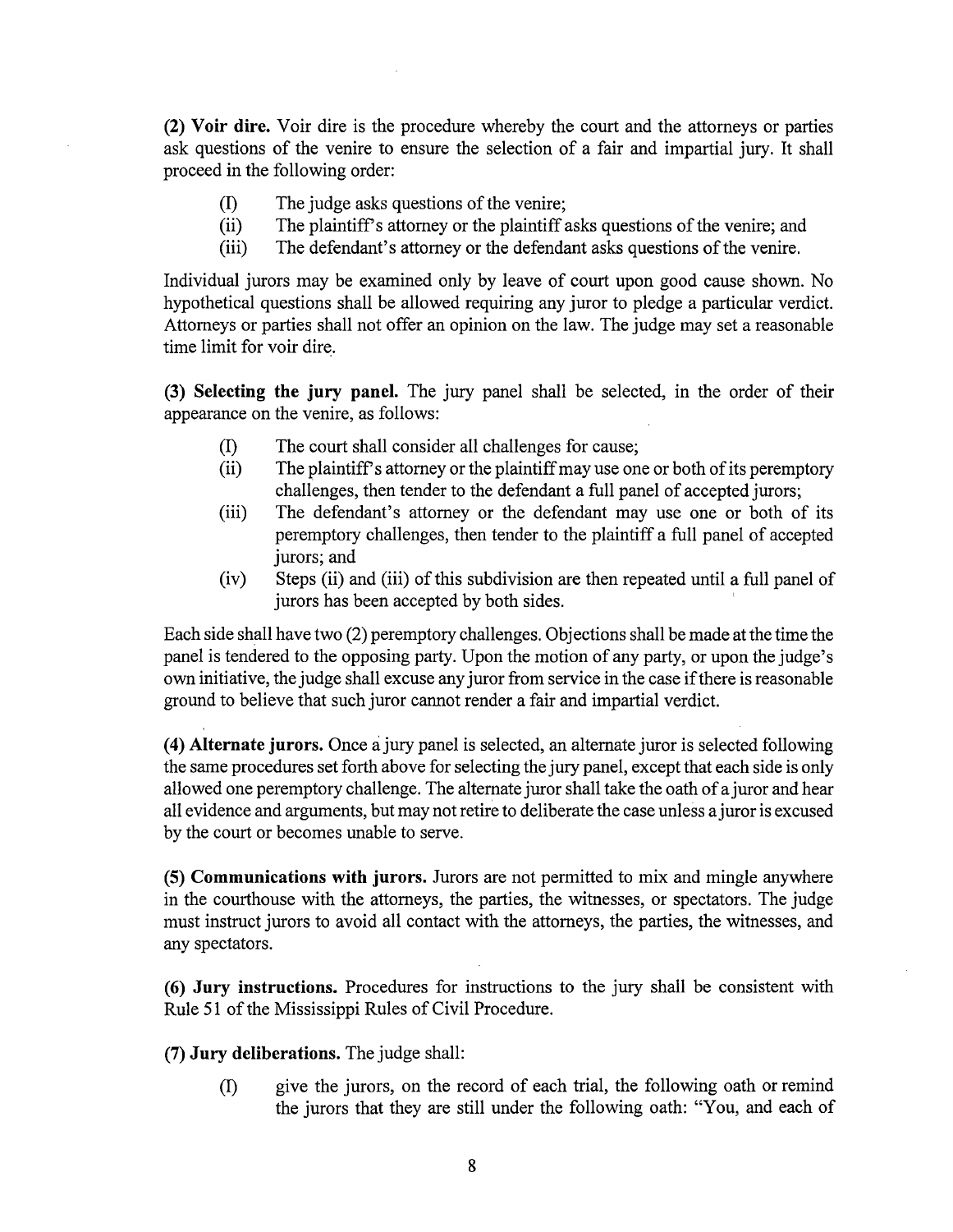**(2) Voir dire.** Voir dire is the procedure whereby the court and the attorneys or parties ask questions of the venire to ensure the selection of a fair and impartial jury. It shall proceed in the following order:

(I) The judge asks questions of the venire;
(ii) The plaintiff's attorney or the plaintiff asks questions of the venire; and
(iii) The defendant's attorney or the defendant asks questions of the venire.

Individual jurors may be examined only by leave of court upon good cause shown. No hypothetical questions shall be allowed requiring any juror to pledge a particular verdict. Attorneys or parties shall not offer an opinion on the law. The judge may set a reasonable time limit for voir dire.

**(3) Selecting the jury panel.** The jury panel shall be selected, in the order of their appearance on the venire, as follows:

(I) The court shall consider all challenges for cause;
(ii) The plaintiff's attorney or the plaintiff may use one or both of its peremptory challenges, then tender to the defendant a full panel of accepted jurors;
(iii) The defendant's attorney or the defendant may use one or both of its peremptory challenges, then tender to the plaintiff a full panel of accepted jurors; and
(iv) Steps (ii) and (iii) of this subdivision are then repeated until a full panel of jurors has been accepted by both sides.

Each side shall have two (2) peremptory challenges. Objections shall be made at the time the panel is tendered to the opposing party. Upon the motion of any party, or upon the judge's own initiative, the judge shall excuse any juror from service in the case if there is reasonable ground to believe that such juror cannot render a fair and impartial verdict.

**(4) Alternate jurors.** Once a jury panel is selected, an alternate juror is selected following the same procedures set forth above for selecting the jury panel, except that each side is only allowed one peremptory challenge. The alternate juror shall take the oath of a juror and hear all evidence and arguments, but may not retire to deliberate the case unless a juror is excused by the court or becomes unable to serve.

**(5) Communications with jurors.** Jurors are not permitted to mix and mingle anywhere in the courthouse with the attorneys, the parties, the witnesses, or spectators. The judge must instruct jurors to avoid all contact with the attorneys, the parties, the witnesses, and any spectators.

**(6) Jury instructions.** Procedures for instructions to the jury shall be consistent with Rule 51 of the Mississippi Rules of Civil Procedure.

**(7) Jury deliberations.** The judge shall:

(I) give the jurors, on the record of each trial, the following oath or remind the jurors that they are still under the following oath: "You, and each of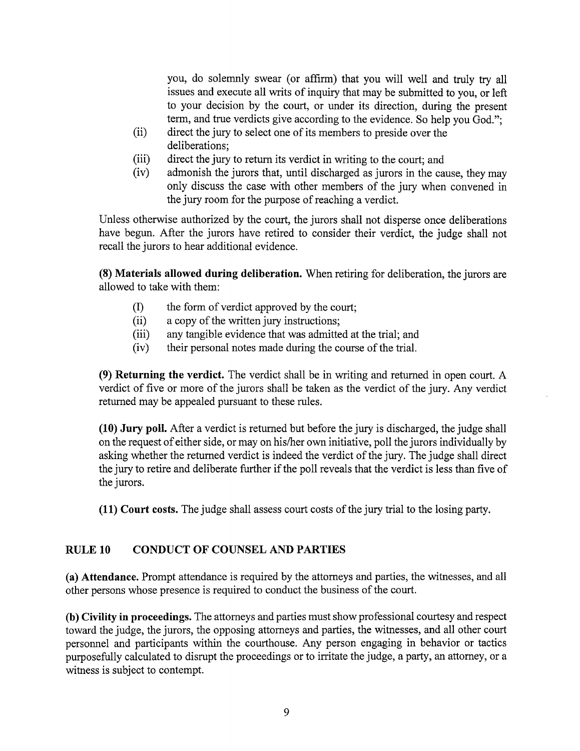you, do solemnly swear (or affirm) that you will well and truly try all issues and execute all writs of inquiry that may be submitted to you, or left to your decision by the court, or under its direction, during the present term, and true verdicts give according to the evidence. So help you God.";

(ii) direct the jury to select one of its members to preside over the deliberations;

(iii) direct the jury to return its verdict in writing to the court; and

(iv) admonish the jurors that, until discharged as jurors in the cause, they may only discuss the case with other members of the jury when convened in the jury room for the purpose of reaching a verdict.

Unless otherwise authorized by the court, the jurors shall not disperse once deliberations have begun. After the jurors have retired to consider their verdict, the judge shall not recall the jurors to hear additional evidence.

**(8) Materials allowed during deliberation.** When retiring for deliberation, the jurors are allowed to take with them:

(I) the form of verdict approved by the court;

(ii) a copy of the written jury instructions;

(iii) any tangible evidence that was admitted at the trial; and

(iv) their personal notes made during the course of the trial.

**(9) Returning the verdict.** The verdict shall be in writing and returned in open court. A verdict of five or more of the jurors shall be taken as the verdict of the jury. Any verdict returned may be appealed pursuant to these rules.

**(10) Jury poll.** After a verdict is returned but before the jury is discharged, the judge shall on the request of either side, or may on his/her own initiative, poll the jurors individually by asking whether the returned verdict is indeed the verdict of the jury. The judge shall direct the jury to retire and deliberate further if the poll reveals that the verdict is less than five of the jurors.

**(11) Court costs.** The judge shall assess court costs of the jury trial to the losing party.

## RULE 10 CONDUCT OF COUNSEL AND PARTIES

**(a) Attendance.** Prompt attendance is required by the attorneys and parties, the witnesses, and all other persons whose presence is required to conduct the business of the court.

**(b) Civility in proceedings.** The attorneys and parties must show professional courtesy and respect toward the judge, the jurors, the opposing attorneys and parties, the witnesses, and all other court personnel and participants within the courthouse. Any person engaging in behavior or tactics purposefully calculated to disrupt the proceedings or to irritate the judge, a party, an attorney, or a witness is subject to contempt.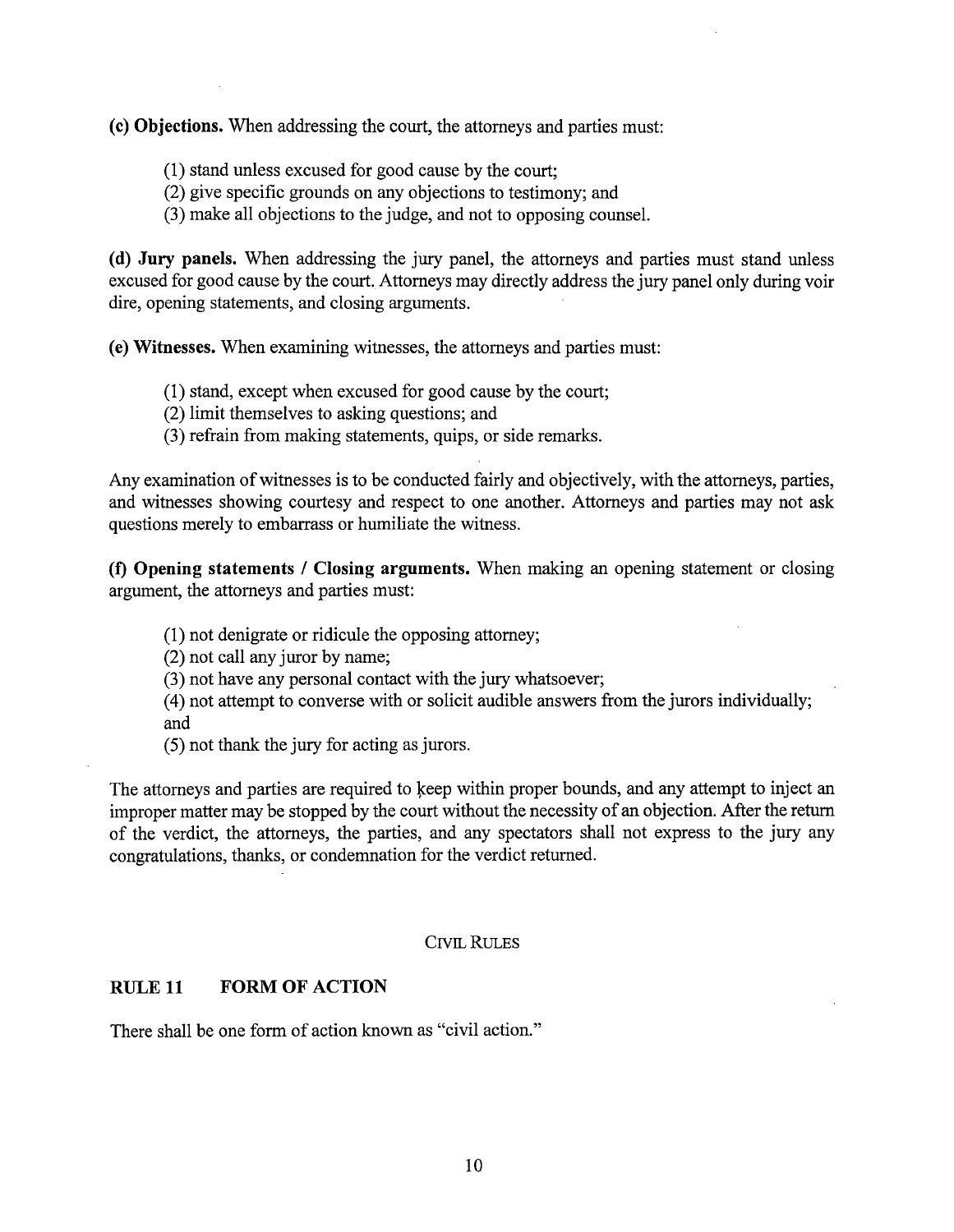**(c) Objections.** When addressing the court, the attorneys and parties must:

(1) stand unless excused for good cause by the court;
(2) give specific grounds on any objections to testimony; and
(3) make all objections to the judge, and not to opposing counsel.

**(d) Jury panels.** When addressing the jury panel, the attorneys and parties must stand unless excused for good cause by the court. Attorneys may directly address the jury panel only during voir dire, opening statements, and closing arguments.

**(e) Witnesses.** When examining witnesses, the attorneys and parties must:

(1) stand, except when excused for good cause by the court;
(2) limit themselves to asking questions; and
(3) refrain from making statements, quips, or side remarks.

Any examination of witnesses is to be conducted fairly and objectively, with the attorneys, parties, and witnesses showing courtesy and respect to one another. Attorneys and parties may not ask questions merely to embarrass or humiliate the witness.

**(f) Opening statements / Closing arguments.** When making an opening statement or closing argument, the attorneys and parties must:

(1) not denigrate or ridicule the opposing attorney;
(2) not call any juror by name;
(3) not have any personal contact with the jury whatsoever;
(4) not attempt to converse with or solicit audible answers from the jurors individually; and
(5) not thank the jury for acting as jurors.

The attorneys and parties are required to keep within proper bounds, and any attempt to inject an improper matter may be stopped by the court without the necessity of an objection. After the return of the verdict, the attorneys, the parties, and any spectators shall not express to the jury any congratulations, thanks, or condemnation for the verdict returned.

## CIVIL RULES

### RULE 11 FORM OF ACTION

There shall be one form of action known as "civil action."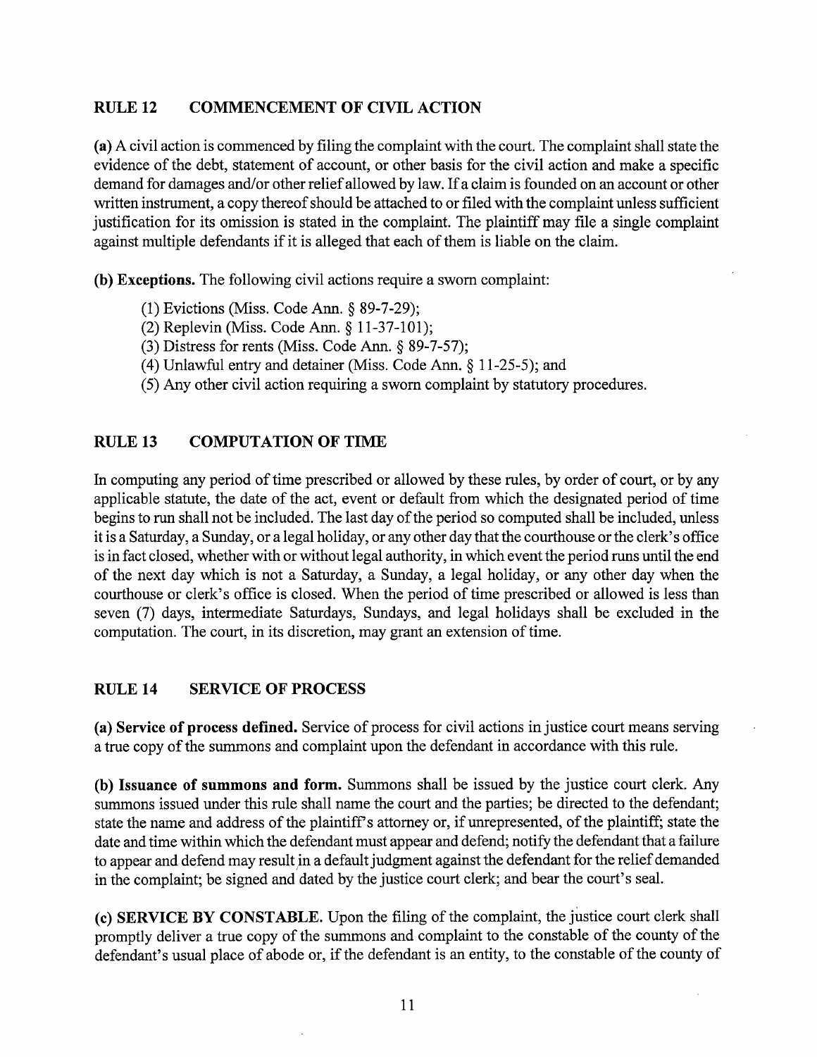## RULE 12 COMMENCEMENT OF CIVIL ACTION

**(a)** A civil action is commenced by filing the complaint with the court. The complaint shall state the evidence of the debt, statement of account, or other basis for the civil action and make a specific demand for damages and/or other relief allowed by law. If a claim is founded on an account or other written instrument, a copy thereof should be attached to or filed with the complaint unless sufficient justification for its omission is stated in the complaint. The plaintiff may file a single complaint against multiple defendants if it is alleged that each of them is liable on the claim.

**(b) Exceptions.** The following civil actions require a sworn complaint:

(1) Evictions (Miss. Code Ann. § 89-7-29);
(2) Replevin (Miss. Code Ann. § 11-37-101);
(3) Distress for rents (Miss. Code Ann. § 89-7-57);
(4) Unlawful entry and detainer (Miss. Code Ann. § 11-25-5); and
(5) Any other civil action requiring a sworn complaint by statutory procedures.

## RULE 13 COMPUTATION OF TIME

In computing any period of time prescribed or allowed by these rules, by order of court, or by any applicable statute, the date of the act, event or default from which the designated period of time begins to run shall not be included. The last day of the period so computed shall be included, unless it is a Saturday, a Sunday, or a legal holiday, or any other day that the courthouse or the clerk's office is in fact closed, whether with or without legal authority, in which event the period runs until the end of the next day which is not a Saturday, a Sunday, a legal holiday, or any other day when the courthouse or clerk's office is closed. When the period of time prescribed or allowed is less than seven (7) days, intermediate Saturdays, Sundays, and legal holidays shall be excluded in the computation. The court, in its discretion, may grant an extension of time.

## RULE 14 SERVICE OF PROCESS

**(a) Service of process defined.** Service of process for civil actions in justice court means serving a true copy of the summons and complaint upon the defendant in accordance with this rule.

**(b) Issuance of summons and form.** Summons shall be issued by the justice court clerk. Any summons issued under this rule shall name the court and the parties; be directed to the defendant; state the name and address of the plaintiff's attorney or, if unrepresented, of the plaintiff; state the date and time within which the defendant must appear and defend; notify the defendant that a failure to appear and defend may result in a default judgment against the defendant for the relief demanded in the complaint; be signed and dated by the justice court clerk; and bear the court's seal.

**(c) SERVICE BY CONSTABLE.** Upon the filing of the complaint, the justice court clerk shall promptly deliver a true copy of the summons and complaint to the constable of the county of the defendant's usual place of abode or, if the defendant is an entity, to the constable of the county of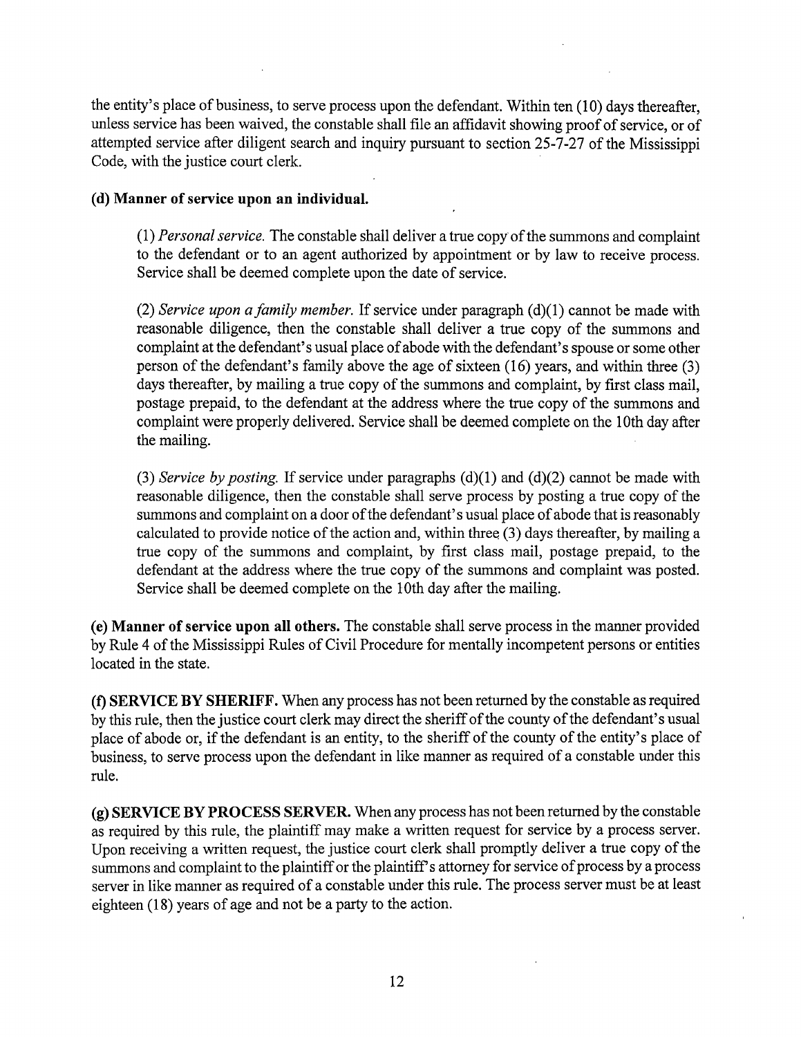the entity's place of business, to serve process upon the defendant. Within ten (10) days thereafter, unless service has been waived, the constable shall file an affidavit showing proof of service, or of attempted service after diligent search and inquiry pursuant to section 25-7-27 of the Mississippi Code, with the justice court clerk.

**(d) Manner of service upon an individual.**

(1) *Personal service.* The constable shall deliver a true copy of the summons and complaint to the defendant or to an agent authorized by appointment or by law to receive process. Service shall be deemed complete upon the date of service.

(2) *Service upon a family member.* If service under paragraph (d)(1) cannot be made with reasonable diligence, then the constable shall deliver a true copy of the summons and complaint at the defendant's usual place of abode with the defendant's spouse or some other person of the defendant's family above the age of sixteen (16) years, and within three (3) days thereafter, by mailing a true copy of the summons and complaint, by first class mail, postage prepaid, to the defendant at the address where the true copy of the summons and complaint were properly delivered. Service shall be deemed complete on the 10th day after the mailing.

(3) *Service by posting.* If service under paragraphs (d)(1) and (d)(2) cannot be made with reasonable diligence, then the constable shall serve process by posting a true copy of the summons and complaint on a door of the defendant's usual place of abode that is reasonably calculated to provide notice of the action and, within three (3) days thereafter, by mailing a true copy of the summons and complaint, by first class mail, postage prepaid, to the defendant at the address where the true copy of the summons and complaint was posted. Service shall be deemed complete on the 10th day after the mailing.

**(e) Manner of service upon all others.** The constable shall serve process in the manner provided by Rule 4 of the Mississippi Rules of Civil Procedure for mentally incompetent persons or entities located in the state.

**(f) SERVICE BY SHERIFF.** When any process has not been returned by the constable as required by this rule, then the justice court clerk may direct the sheriff of the county of the defendant's usual place of abode or, if the defendant is an entity, to the sheriff of the county of the entity's place of business, to serve process upon the defendant in like manner as required of a constable under this rule.

**(g) SERVICE BY PROCESS SERVER.** When any process has not been returned by the constable as required by this rule, the plaintiff may make a written request for service by a process server. Upon receiving a written request, the justice court clerk shall promptly deliver a true copy of the summons and complaint to the plaintiff or the plaintiff's attorney for service of process by a process server in like manner as required of a constable under this rule. The process server must be at least eighteen (18) years of age and not be a party to the action.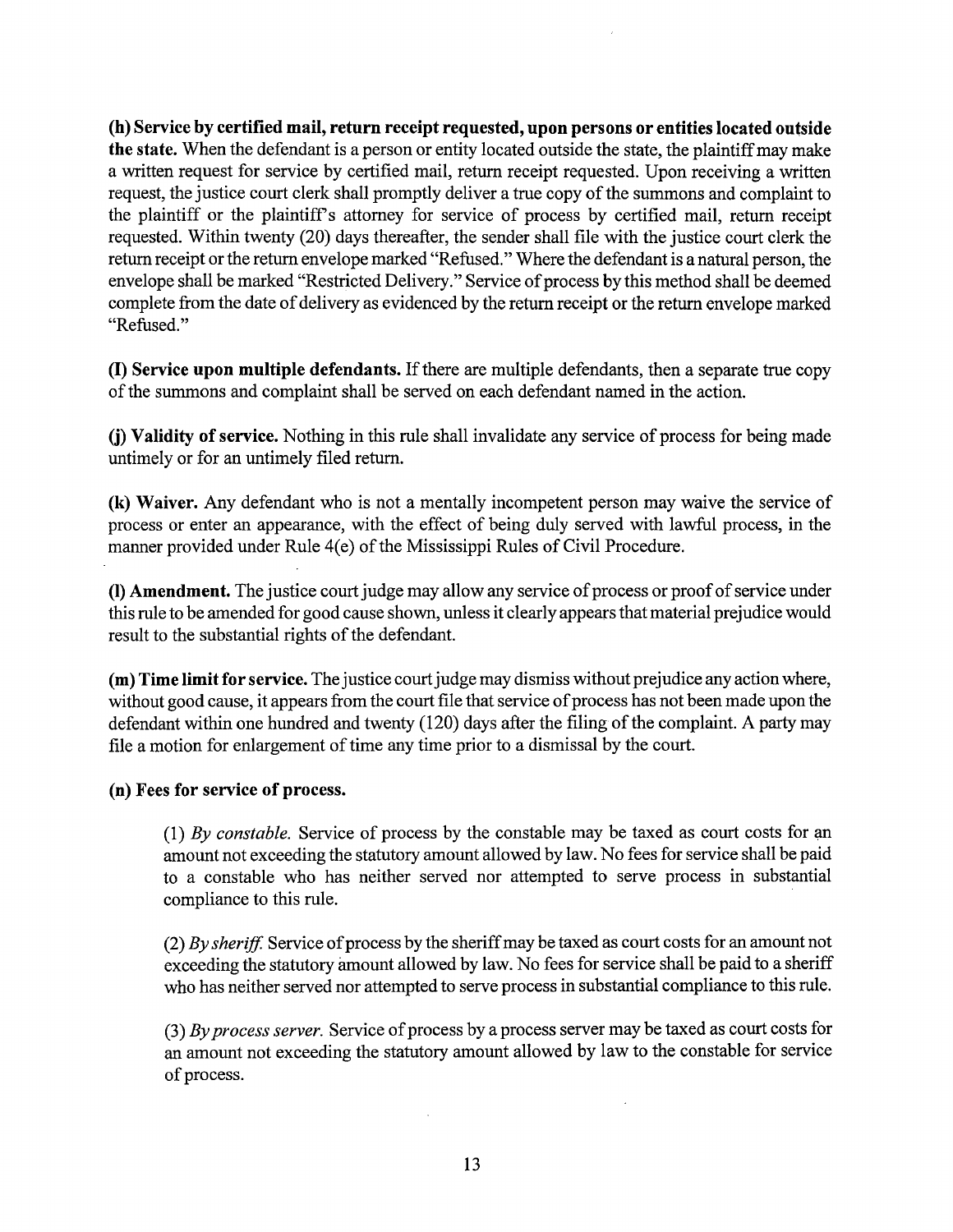**(h) Service by certified mail, return receipt requested, upon persons or entities located outside the state.** When the defendant is a person or entity located outside the state, the plaintiff may make a written request for service by certified mail, return receipt requested. Upon receiving a written request, the justice court clerk shall promptly deliver a true copy of the summons and complaint to the plaintiff or the plaintiff's attorney for service of process by certified mail, return receipt requested. Within twenty (20) days thereafter, the sender shall file with the justice court clerk the return receipt or the return envelope marked "Refused." Where the defendant is a natural person, the envelope shall be marked "Restricted Delivery." Service of process by this method shall be deemed complete from the date of delivery as evidenced by the return receipt or the return envelope marked "Refused."

**(I) Service upon multiple defendants.** If there are multiple defendants, then a separate true copy of the summons and complaint shall be served on each defendant named in the action.

**(j) Validity of service.** Nothing in this rule shall invalidate any service of process for being made untimely or for an untimely filed return.

**(k) Waiver.** Any defendant who is not a mentally incompetent person may waive the service of process or enter an appearance, with the effect of being duly served with lawful process, in the manner provided under Rule 4(e) of the Mississippi Rules of Civil Procedure.

**(l) Amendment.** The justice court judge may allow any service of process or proof of service under this rule to be amended for good cause shown, unless it clearly appears that material prejudice would result to the substantial rights of the defendant.

**(m) Time limit for service.** The justice court judge may dismiss without prejudice any action where, without good cause, it appears from the court file that service of process has not been made upon the defendant within one hundred and twenty (120) days after the filing of the complaint. A party may file a motion for enlargement of time any time prior to a dismissal by the court.

**(n) Fees for service of process.**

(1) *By constable.* Service of process by the constable may be taxed as court costs for an amount not exceeding the statutory amount allowed by law. No fees for service shall be paid to a constable who has neither served nor attempted to serve process in substantial compliance to this rule.

(2) *By sheriff.* Service of process by the sheriff may be taxed as court costs for an amount not exceeding the statutory amount allowed by law. No fees for service shall be paid to a sheriff who has neither served nor attempted to serve process in substantial compliance to this rule.

(3) *By process server.* Service of process by a process server may be taxed as court costs for an amount not exceeding the statutory amount allowed by law to the constable for service of process.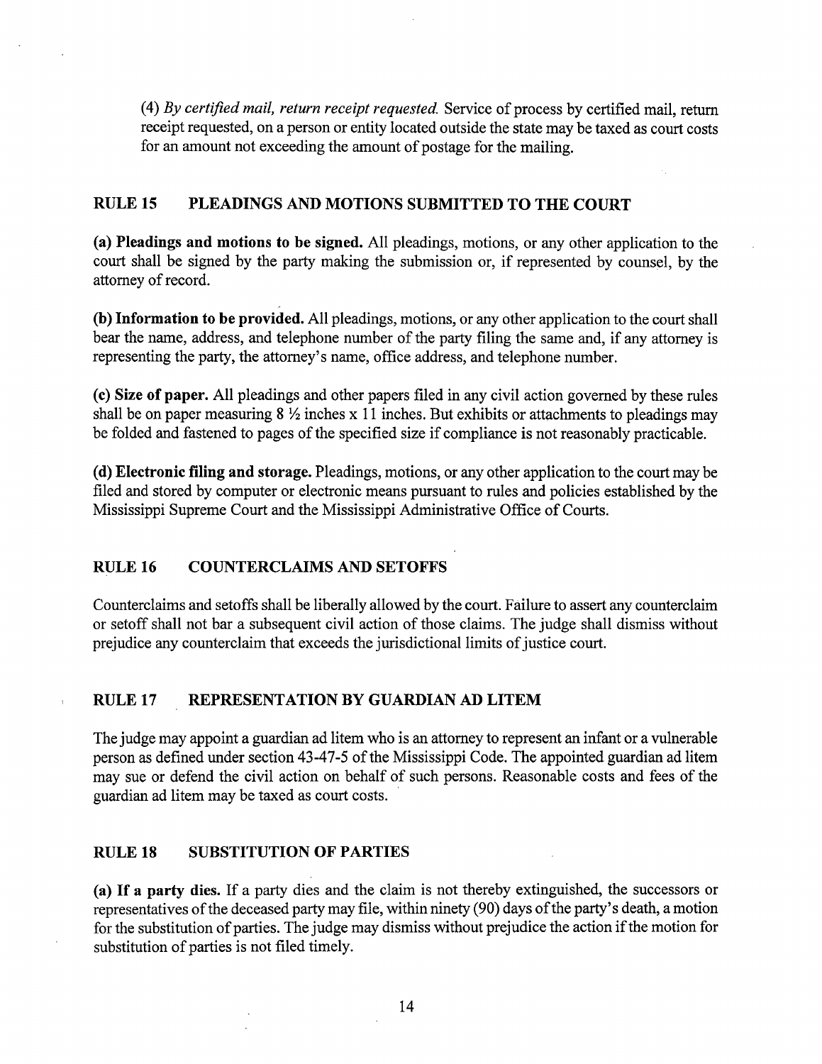(4) *By certified mail, return receipt requested.* Service of process by certified mail, return receipt requested, on a person or entity located outside the state may be taxed as court costs for an amount not exceeding the amount of postage for the mailing.

## RULE 15 PLEADINGS AND MOTIONS SUBMITTED TO THE COURT

**(a) Pleadings and motions to be signed.** All pleadings, motions, or any other application to the court shall be signed by the party making the submission or, if represented by counsel, by the attorney of record.

**(b) Information to be provided.** All pleadings, motions, or any other application to the court shall bear the name, address, and telephone number of the party filing the same and, if any attorney is representing the party, the attorney's name, office address, and telephone number.

**(c) Size of paper.** All pleadings and other papers filed in any civil action governed by these rules shall be on paper measuring 8 ½ inches x 11 inches. But exhibits or attachments to pleadings may be folded and fastened to pages of the specified size if compliance is not reasonably practicable.

**(d) Electronic filing and storage.** Pleadings, motions, or any other application to the court may be filed and stored by computer or electronic means pursuant to rules and policies established by the Mississippi Supreme Court and the Mississippi Administrative Office of Courts.

## RULE 16 COUNTERCLAIMS AND SETOFFS

Counterclaims and setoffs shall be liberally allowed by the court. Failure to assert any counterclaim or setoff shall not bar a subsequent civil action of those claims. The judge shall dismiss without prejudice any counterclaim that exceeds the jurisdictional limits of justice court.

## RULE 17 REPRESENTATION BY GUARDIAN AD LITEM

The judge may appoint a guardian ad litem who is an attorney to represent an infant or a vulnerable person as defined under section 43-47-5 of the Mississippi Code. The appointed guardian ad litem may sue or defend the civil action on behalf of such persons. Reasonable costs and fees of the guardian ad litem may be taxed as court costs.

## RULE 18 SUBSTITUTION OF PARTIES

**(a) If a party dies.** If a party dies and the claim is not thereby extinguished, the successors or representatives of the deceased party may file, within ninety (90) days of the party's death, a motion for the substitution of parties. The judge may dismiss without prejudice the action if the motion for substitution of parties is not filed timely.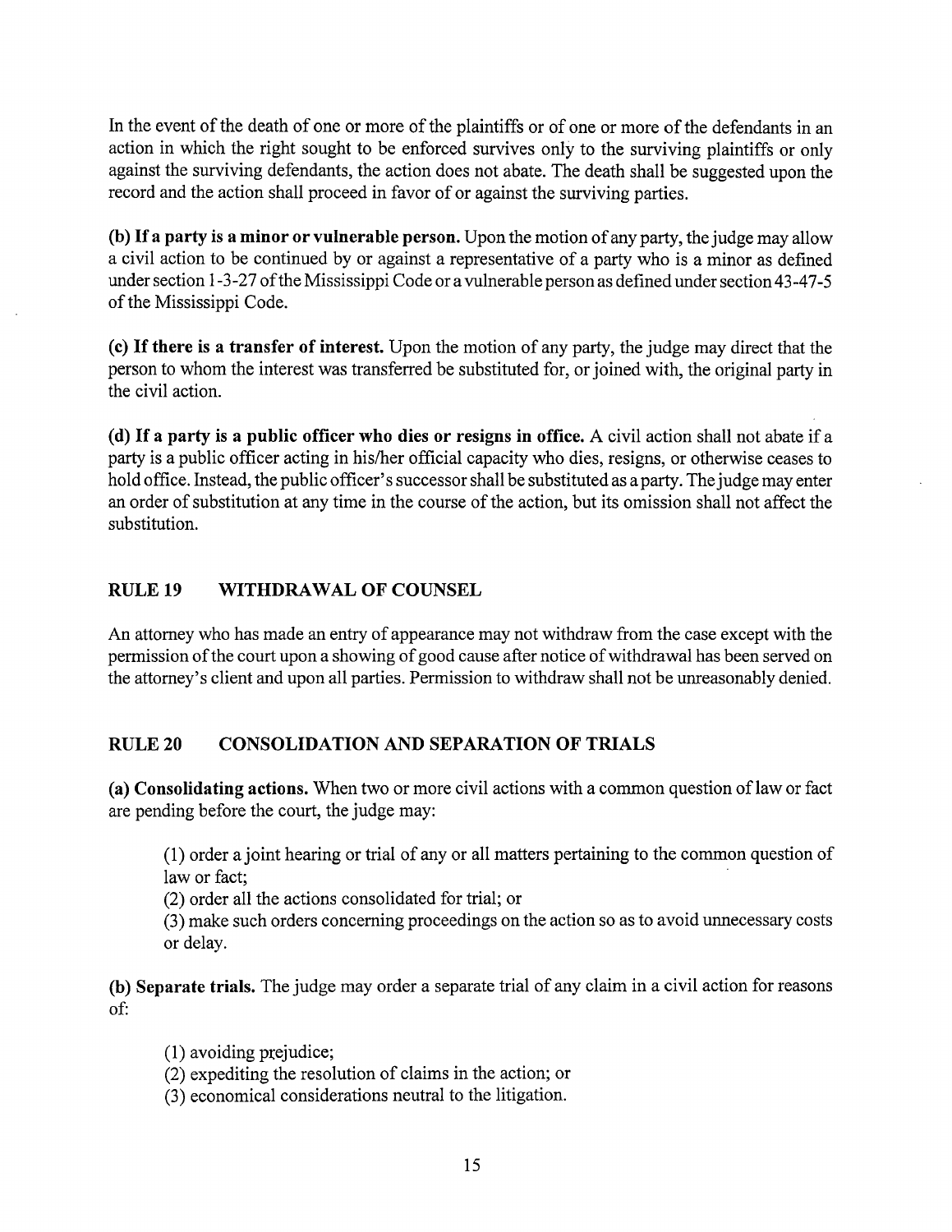In the event of the death of one or more of the plaintiffs or of one or more of the defendants in an action in which the right sought to be enforced survives only to the surviving plaintiffs or only against the surviving defendants, the action does not abate. The death shall be suggested upon the record and the action shall proceed in favor of or against the surviving parties.

**(b) If a party is a minor or vulnerable person.** Upon the motion of any party, the judge may allow a civil action to be continued by or against a representative of a party who is a minor as defined under section 1-3-27 of the Mississippi Code or a vulnerable person as defined under section 43-47-5 of the Mississippi Code.

**(c) If there is a transfer of interest.** Upon the motion of any party, the judge may direct that the person to whom the interest was transferred be substituted for, or joined with, the original party in the civil action.

**(d) If a party is a public officer who dies or resigns in office.** A civil action shall not abate if a party is a public officer acting in his/her official capacity who dies, resigns, or otherwise ceases to hold office. Instead, the public officer's successor shall be substituted as a party. The judge may enter an order of substitution at any time in the course of the action, but its omission shall not affect the substitution.

## RULE 19 WITHDRAWAL OF COUNSEL

An attorney who has made an entry of appearance may not withdraw from the case except with the permission of the court upon a showing of good cause after notice of withdrawal has been served on the attorney's client and upon all parties. Permission to withdraw shall not be unreasonably denied.

## RULE 20 CONSOLIDATION AND SEPARATION OF TRIALS

**(a) Consolidating actions.** When two or more civil actions with a common question of law or fact are pending before the court, the judge may:

(1) order a joint hearing or trial of any or all matters pertaining to the common question of law or fact;
(2) order all the actions consolidated for trial; or
(3) make such orders concerning proceedings on the action so as to avoid unnecessary costs or delay.

**(b) Separate trials.** The judge may order a separate trial of any claim in a civil action for reasons of:

(1) avoiding prejudice;
(2) expediting the resolution of claims in the action; or
(3) economical considerations neutral to the litigation.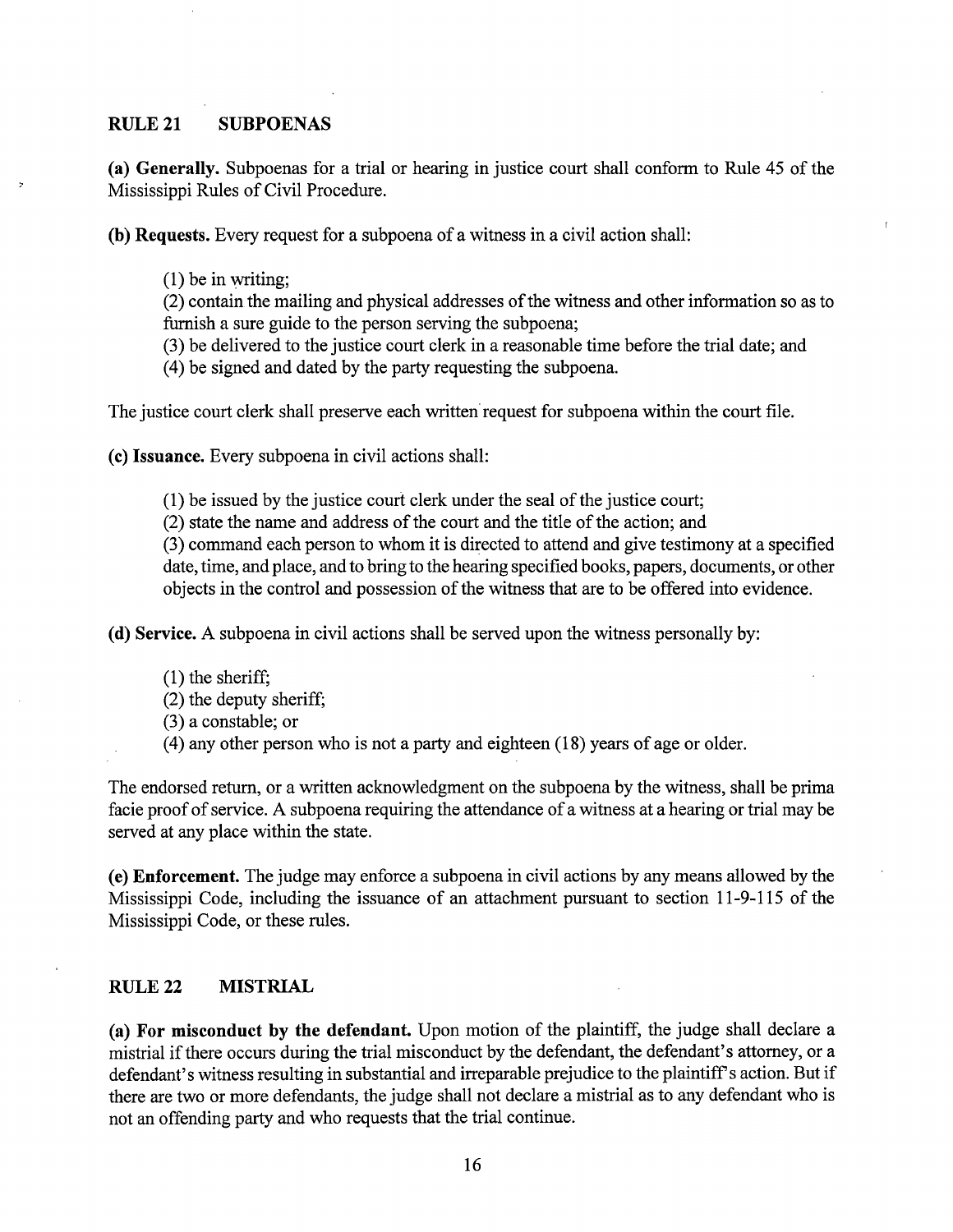## RULE 21 SUBPOENAS

**(a) Generally.** Subpoenas for a trial or hearing in justice court shall conform to Rule 45 of the Mississippi Rules of Civil Procedure.

**(b) Requests.** Every request for a subpoena of a witness in a civil action shall:

(1) be in writing;
(2) contain the mailing and physical addresses of the witness and other information so as to furnish a sure guide to the person serving the subpoena;
(3) be delivered to the justice court clerk in a reasonable time before the trial date; and
(4) be signed and dated by the party requesting the subpoena.

The justice court clerk shall preserve each written request for subpoena within the court file.

**(c) Issuance.** Every subpoena in civil actions shall:

(1) be issued by the justice court clerk under the seal of the justice court;
(2) state the name and address of the court and the title of the action; and
(3) command each person to whom it is directed to attend and give testimony at a specified date, time, and place, and to bring to the hearing specified books, papers, documents, or other objects in the control and possession of the witness that are to be offered into evidence.

**(d) Service.** A subpoena in civil actions shall be served upon the witness personally by:

(1) the sheriff;
(2) the deputy sheriff;
(3) a constable; or
(4) any other person who is not a party and eighteen (18) years of age or older.

The endorsed return, or a written acknowledgment on the subpoena by the witness, shall be prima facie proof of service. A subpoena requiring the attendance of a witness at a hearing or trial may be served at any place within the state.

**(e) Enforcement.** The judge may enforce a subpoena in civil actions by any means allowed by the Mississippi Code, including the issuance of an attachment pursuant to section 11-9-115 of the Mississippi Code, or these rules.

## RULE 22 MISTRIAL

**(a) For misconduct by the defendant.** Upon motion of the plaintiff, the judge shall declare a mistrial if there occurs during the trial misconduct by the defendant, the defendant's attorney, or a defendant's witness resulting in substantial and irreparable prejudice to the plaintiff's action. But if there are two or more defendants, the judge shall not declare a mistrial as to any defendant who is not an offending party and who requests that the trial continue.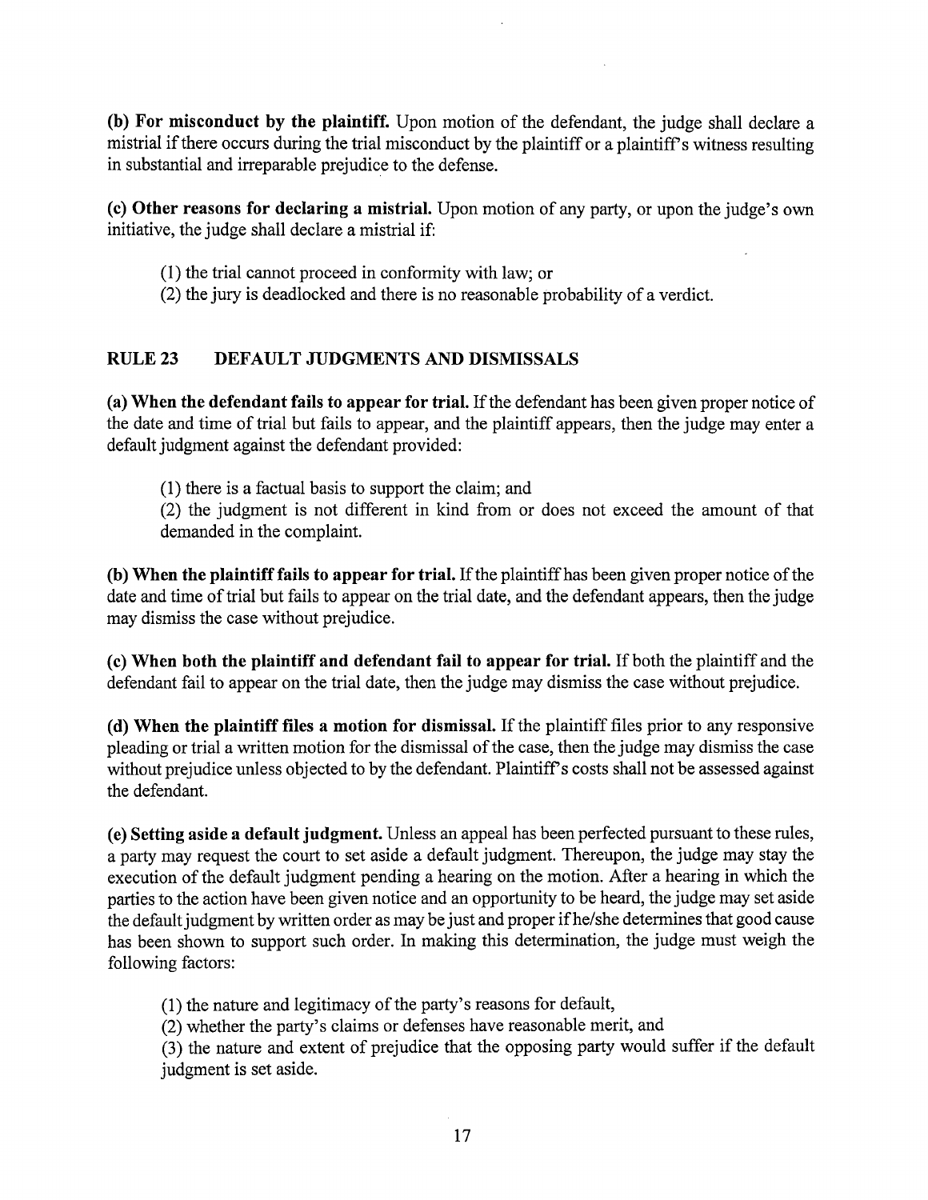**(b) For misconduct by the plaintiff.** Upon motion of the defendant, the judge shall declare a mistrial if there occurs during the trial misconduct by the plaintiff or a plaintiff's witness resulting in substantial and irreparable prejudice to the defense.

**(c) Other reasons for declaring a mistrial.** Upon motion of any party, or upon the judge's own initiative, the judge shall declare a mistrial if:

(1) the trial cannot proceed in conformity with law; or
(2) the jury is deadlocked and there is no reasonable probability of a verdict.

## RULE 23 DEFAULT JUDGMENTS AND DISMISSALS

**(a) When the defendant fails to appear for trial.** If the defendant has been given proper notice of the date and time of trial but fails to appear, and the plaintiff appears, then the judge may enter a default judgment against the defendant provided:

(1) there is a factual basis to support the claim; and
(2) the judgment is not different in kind from or does not exceed the amount of that demanded in the complaint.

**(b) When the plaintiff fails to appear for trial.** If the plaintiff has been given proper notice of the date and time of trial but fails to appear on the trial date, and the defendant appears, then the judge may dismiss the case without prejudice.

**(c) When both the plaintiff and defendant fail to appear for trial.** If both the plaintiff and the defendant fail to appear on the trial date, then the judge may dismiss the case without prejudice.

**(d) When the plaintiff files a motion for dismissal.** If the plaintiff files prior to any responsive pleading or trial a written motion for the dismissal of the case, then the judge may dismiss the case without prejudice unless objected to by the defendant. Plaintiff's costs shall not be assessed against the defendant.

**(e) Setting aside a default judgment.** Unless an appeal has been perfected pursuant to these rules, a party may request the court to set aside a default judgment. Thereupon, the judge may stay the execution of the default judgment pending a hearing on the motion. After a hearing in which the parties to the action have been given notice and an opportunity to be heard, the judge may set aside the default judgment by written order as may be just and proper if he/she determines that good cause has been shown to support such order. In making this determination, the judge must weigh the following factors:

(1) the nature and legitimacy of the party's reasons for default,
(2) whether the party's claims or defenses have reasonable merit, and
(3) the nature and extent of prejudice that the opposing party would suffer if the default judgment is set aside.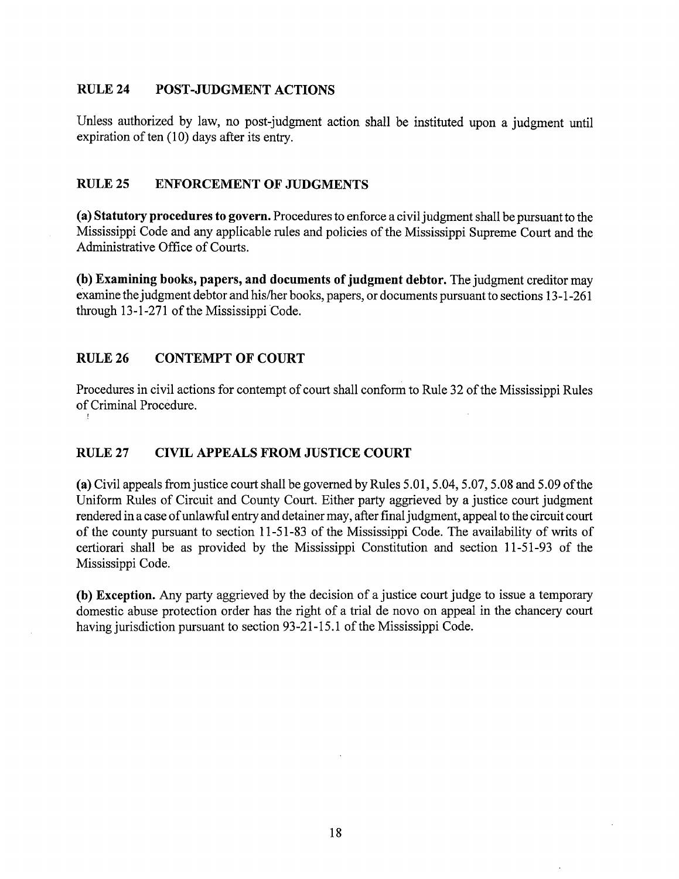## RULE 24 POST-JUDGMENT ACTIONS

Unless authorized by law, no post-judgment action shall be instituted upon a judgment until expiration of ten (10) days after its entry.

## RULE 25 ENFORCEMENT OF JUDGMENTS

**(a) Statutory procedures to govern.** Procedures to enforce a civil judgment shall be pursuant to the Mississippi Code and any applicable rules and policies of the Mississippi Supreme Court and the Administrative Office of Courts.

**(b) Examining books, papers, and documents of judgment debtor.** The judgment creditor may examine the judgment debtor and his/her books, papers, or documents pursuant to sections 13-1-261 through 13-1-271 of the Mississippi Code.

## RULE 26 CONTEMPT OF COURT

Procedures in civil actions for contempt of court shall conform to Rule 32 of the Mississippi Rules of Criminal Procedure.

## RULE 27 CIVIL APPEALS FROM JUSTICE COURT

**(a)** Civil appeals from justice court shall be governed by Rules 5.01, 5.04, 5.07, 5.08 and 5.09 of the Uniform Rules of Circuit and County Court. Either party aggrieved by a justice court judgment rendered in a case of unlawful entry and detainer may, after final judgment, appeal to the circuit court of the county pursuant to section 11-51-83 of the Mississippi Code. The availability of writs of certiorari shall be as provided by the Mississippi Constitution and section 11-51-93 of the Mississippi Code.

**(b) Exception.** Any party aggrieved by the decision of a justice court judge to issue a temporary domestic abuse protection order has the right of a trial de novo on appeal in the chancery court having jurisdiction pursuant to section 93-21-15.1 of the Mississippi Code.